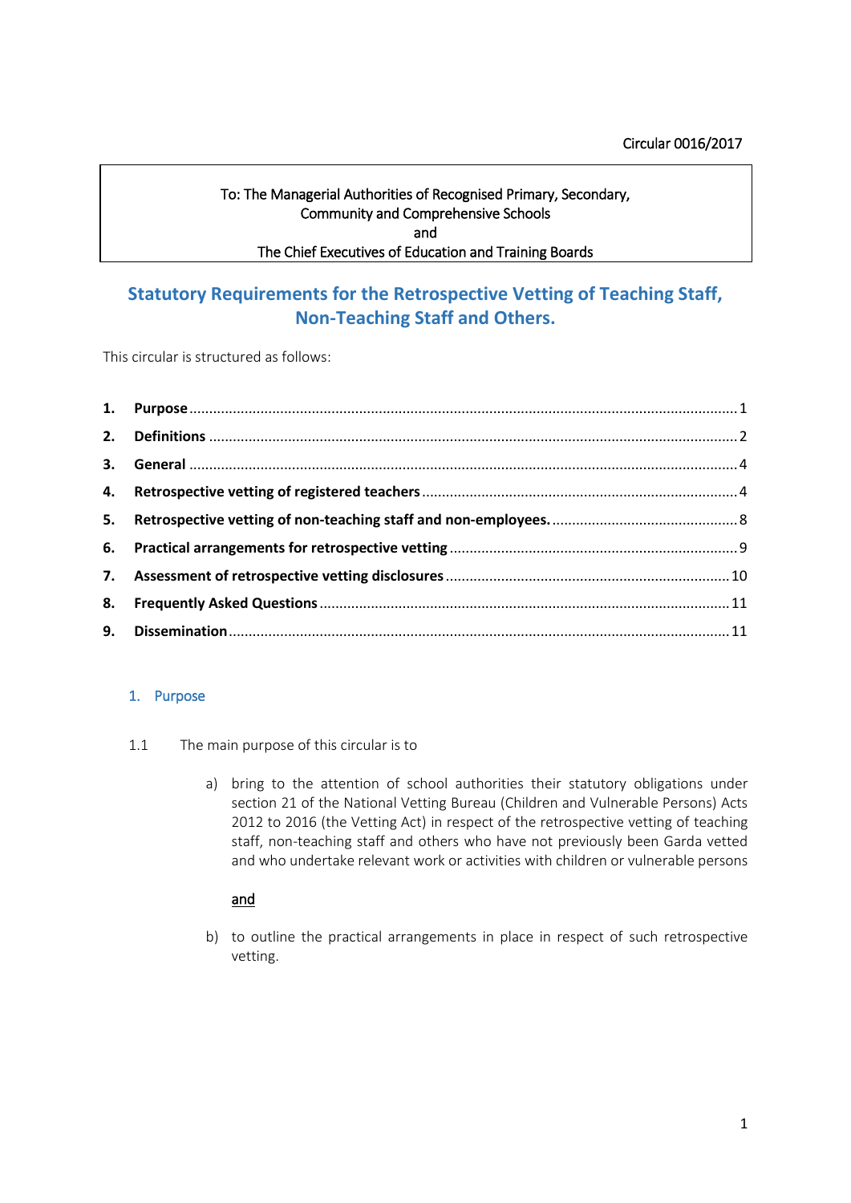Circular 0016/2017

To: The Managerial Authorities of Recognised Primary, Secondary, Community and Comprehensive Schools
and
The Chief Executives of Education and Training Boards

# Statutory Requirements for the Retrospective Vetting of Teaching Staff, Non-Teaching Staff and Others.

This circular is structured as follows:

1. **Purpose** ..... 1
2. **Definitions** ..... 2
3. **General** ..... 4
4. **Retrospective vetting of registered teachers** ..... 4
5. **Retrospective vetting of non-teaching staff and non-employees.** ..... 8
6. **Practical arrangements for retrospective vetting** ..... 9
7. **Assessment of retrospective vetting disclosures** ..... 10
8. **Frequently Asked Questions** ..... 11
9. **Dissemination** ..... 11

## 1. Purpose

1.1 The main purpose of this circular is to

a) bring to the attention of school authorities their statutory obligations under section 21 of the National Vetting Bureau (Children and Vulnerable Persons) Acts 2012 to 2016 (the Vetting Act) in respect of the retrospective vetting of teaching staff, non-teaching staff and others who have not previously been Garda vetted and who undertake relevant work or activities with children or vulnerable persons

<u>and</u>

b) to outline the practical arrangements in place in respect of such retrospective vetting.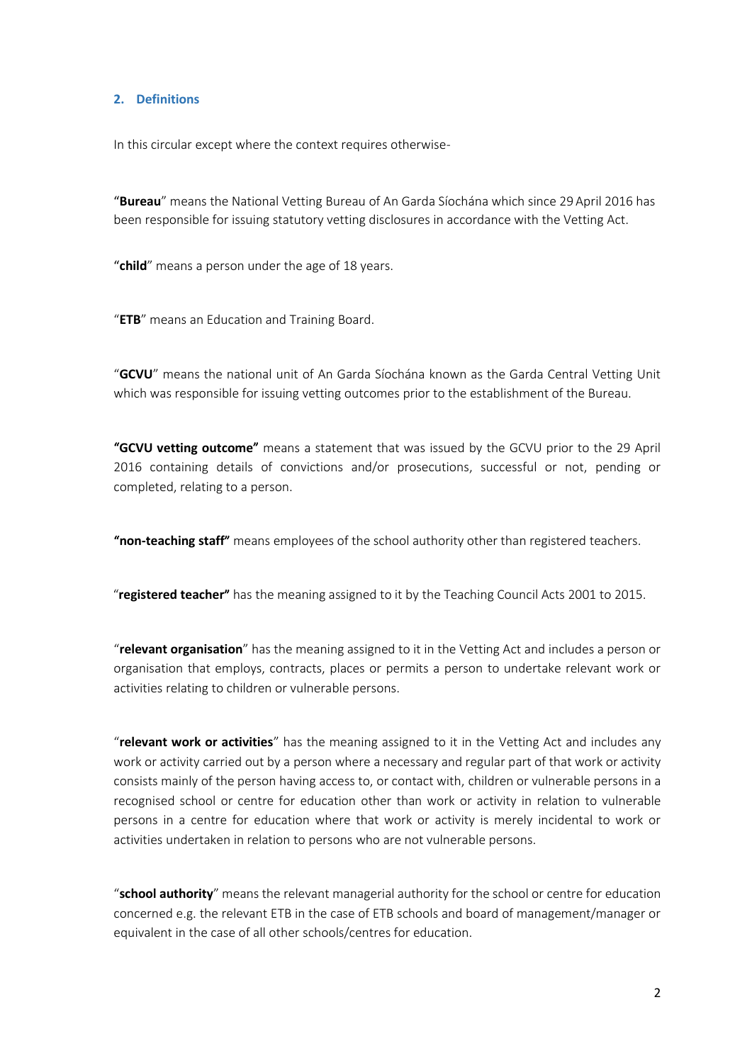## 2. Definitions

In this circular except where the context requires otherwise-

"**Bureau**" means the National Vetting Bureau of An Garda Síochána which since 29 April 2016 has been responsible for issuing statutory vetting disclosures in accordance with the Vetting Act.

"**child**" means a person under the age of 18 years.

"**ETB**" means an Education and Training Board.

"**GCVU**" means the national unit of An Garda Síochána known as the Garda Central Vetting Unit which was responsible for issuing vetting outcomes prior to the establishment of the Bureau.

**"GCVU vetting outcome"** means a statement that was issued by the GCVU prior to the 29 April 2016 containing details of convictions and/or prosecutions, successful or not, pending or completed, relating to a person.

**"non-teaching staff"** means employees of the school authority other than registered teachers.

"**registered teacher"** has the meaning assigned to it by the Teaching Council Acts 2001 to 2015.

"**relevant organisation**" has the meaning assigned to it in the Vetting Act and includes a person or organisation that employs, contracts, places or permits a person to undertake relevant work or activities relating to children or vulnerable persons.

"**relevant work or activities**" has the meaning assigned to it in the Vetting Act and includes any work or activity carried out by a person where a necessary and regular part of that work or activity consists mainly of the person having access to, or contact with, children or vulnerable persons in a recognised school or centre for education other than work or activity in relation to vulnerable persons in a centre for education where that work or activity is merely incidental to work or activities undertaken in relation to persons who are not vulnerable persons.

"**school authority**" means the relevant managerial authority for the school or centre for education concerned e.g. the relevant ETB in the case of ETB schools and board of management/manager or equivalent in the case of all other schools/centres for education.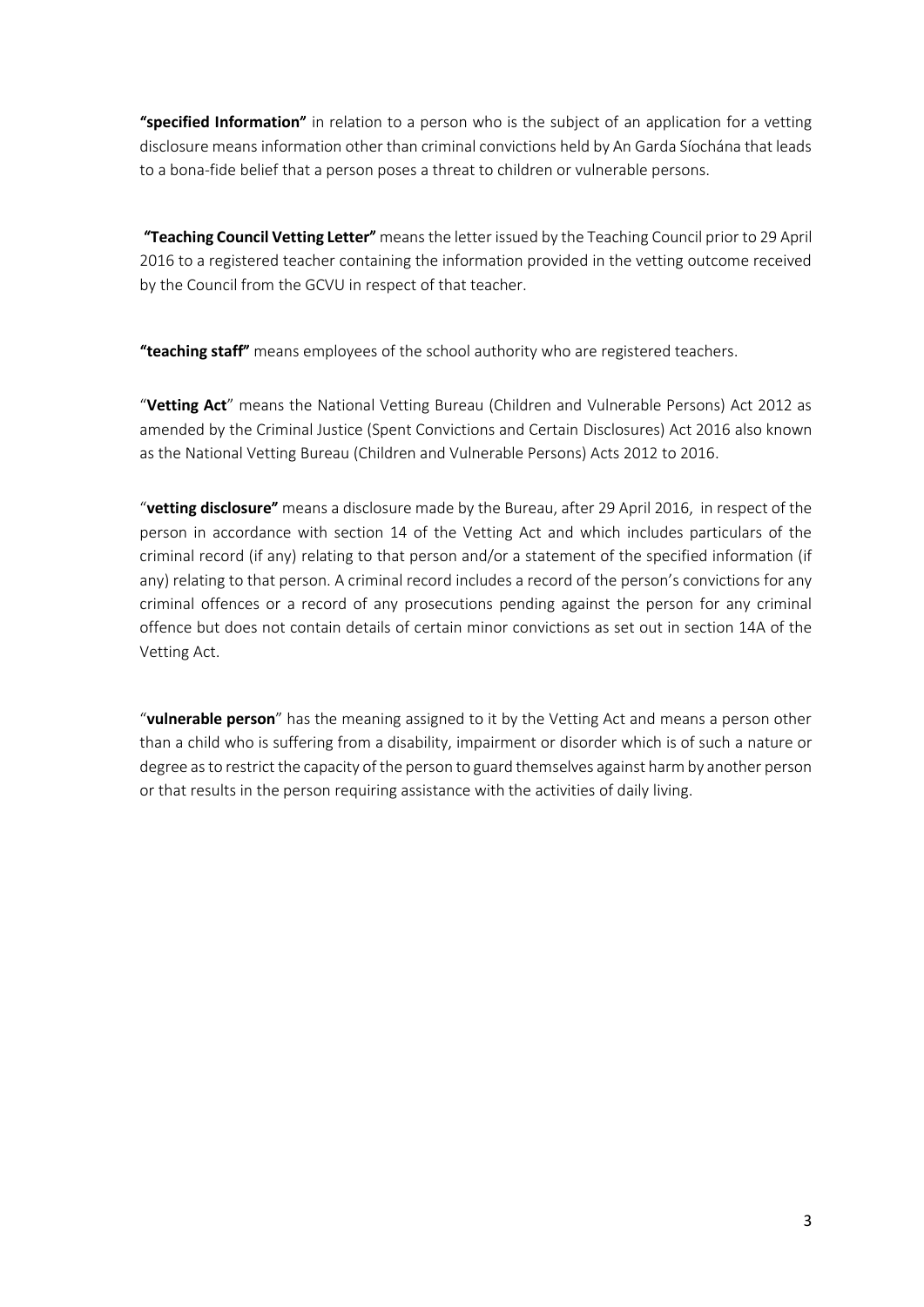**"specified Information"** in relation to a person who is the subject of an application for a vetting disclosure means information other than criminal convictions held by An Garda Síochána that leads to a bona-fide belief that a person poses a threat to children or vulnerable persons.

**"Teaching Council Vetting Letter"** means the letter issued by the Teaching Council prior to 29 April 2016 to a registered teacher containing the information provided in the vetting outcome received by the Council from the GCVU in respect of that teacher.

**"teaching staff"** means employees of the school authority who are registered teachers.

"**Vetting Act**" means the National Vetting Bureau (Children and Vulnerable Persons) Act 2012 as amended by the Criminal Justice (Spent Convictions and Certain Disclosures) Act 2016 also known as the National Vetting Bureau (Children and Vulnerable Persons) Acts 2012 to 2016.

"**vetting disclosure"** means a disclosure made by the Bureau, after 29 April 2016, in respect of the person in accordance with section 14 of the Vetting Act and which includes particulars of the criminal record (if any) relating to that person and/or a statement of the specified information (if any) relating to that person. A criminal record includes a record of the person's convictions for any criminal offences or a record of any prosecutions pending against the person for any criminal offence but does not contain details of certain minor convictions as set out in section 14A of the Vetting Act.

"**vulnerable person**" has the meaning assigned to it by the Vetting Act and means a person other than a child who is suffering from a disability, impairment or disorder which is of such a nature or degree as to restrict the capacity of the person to guard themselves against harm by another person or that results in the person requiring assistance with the activities of daily living.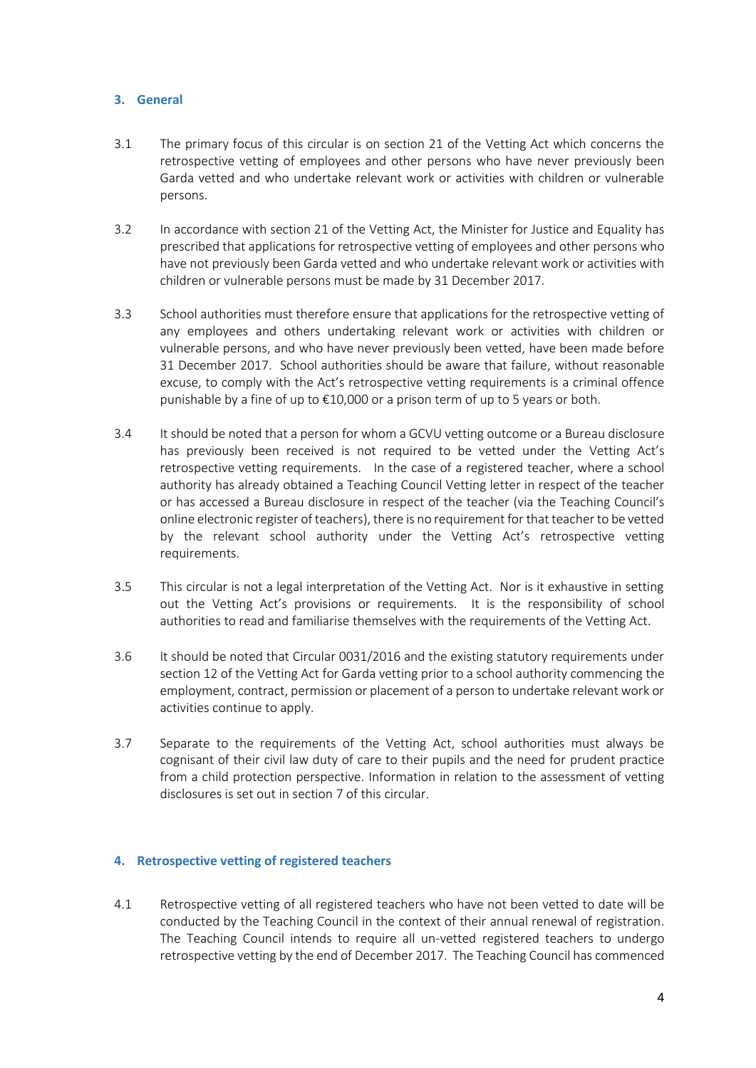## 3. General

3.1 The primary focus of this circular is on section 21 of the Vetting Act which concerns the retrospective vetting of employees and other persons who have never previously been Garda vetted and who undertake relevant work or activities with children or vulnerable persons.

3.2 In accordance with section 21 of the Vetting Act, the Minister for Justice and Equality has prescribed that applications for retrospective vetting of employees and other persons who have not previously been Garda vetted and who undertake relevant work or activities with children or vulnerable persons must be made by 31 December 2017.

3.3 School authorities must therefore ensure that applications for the retrospective vetting of any employees and others undertaking relevant work or activities with children or vulnerable persons, and who have never previously been vetted, have been made before 31 December 2017. School authorities should be aware that failure, without reasonable excuse, to comply with the Act's retrospective vetting requirements is a criminal offence punishable by a fine of up to €10,000 or a prison term of up to 5 years or both.

3.4 It should be noted that a person for whom a GCVU vetting outcome or a Bureau disclosure has previously been received is not required to be vetted under the Vetting Act's retrospective vetting requirements. In the case of a registered teacher, where a school authority has already obtained a Teaching Council Vetting letter in respect of the teacher or has accessed a Bureau disclosure in respect of the teacher (via the Teaching Council's online electronic register of teachers), there is no requirement for that teacher to be vetted by the relevant school authority under the Vetting Act's retrospective vetting requirements.

3.5 This circular is not a legal interpretation of the Vetting Act. Nor is it exhaustive in setting out the Vetting Act's provisions or requirements. It is the responsibility of school authorities to read and familiarise themselves with the requirements of the Vetting Act.

3.6 It should be noted that Circular 0031/2016 and the existing statutory requirements under section 12 of the Vetting Act for Garda vetting prior to a school authority commencing the employment, contract, permission or placement of a person to undertake relevant work or activities continue to apply.

3.7 Separate to the requirements of the Vetting Act, school authorities must always be cognisant of their civil law duty of care to their pupils and the need for prudent practice from a child protection perspective. Information in relation to the assessment of vetting disclosures is set out in section 7 of this circular.

## 4. Retrospective vetting of registered teachers

4.1 Retrospective vetting of all registered teachers who have not been vetted to date will be conducted by the Teaching Council in the context of their annual renewal of registration. The Teaching Council intends to require all un-vetted registered teachers to undergo retrospective vetting by the end of December 2017. The Teaching Council has commenced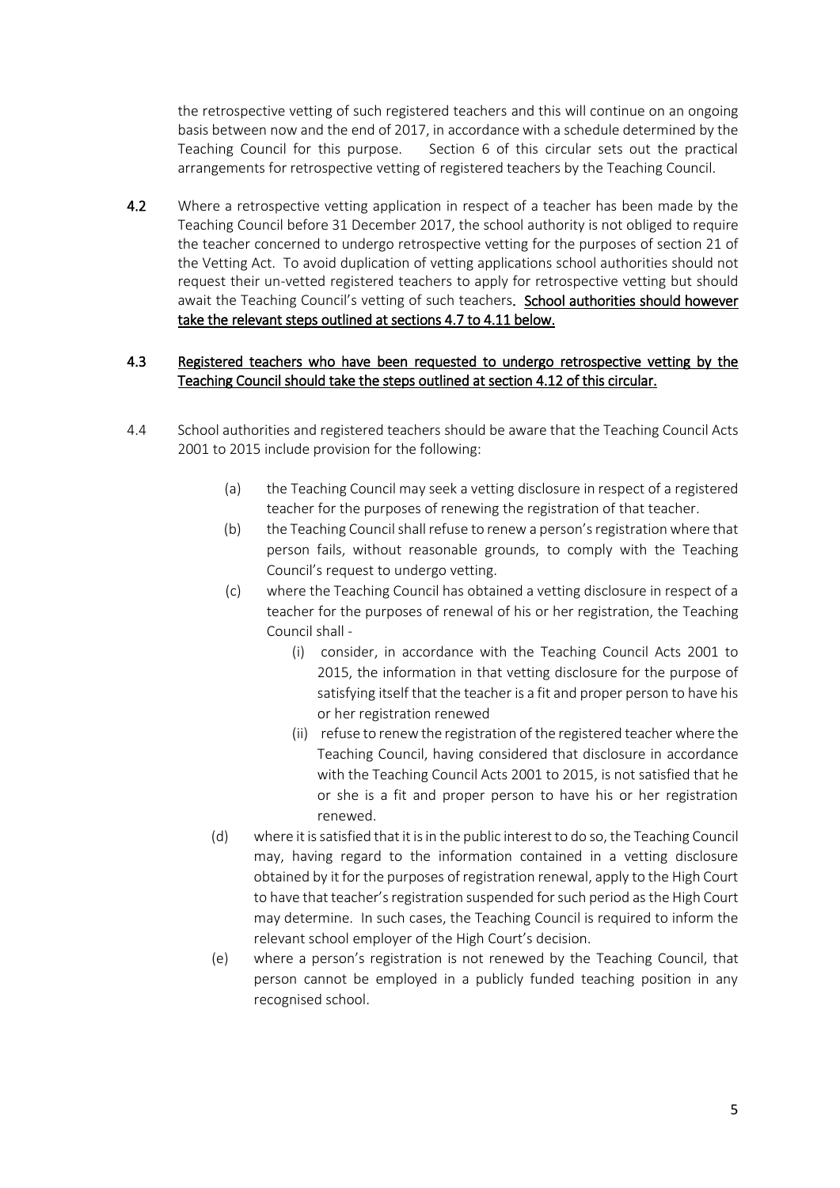the retrospective vetting of such registered teachers and this will continue on an ongoing basis between now and the end of 2017, in accordance with a schedule determined by the Teaching Council for this purpose. Section 6 of this circular sets out the practical arrangements for retrospective vetting of registered teachers by the Teaching Council.

**4.2** Where a retrospective vetting application in respect of a teacher has been made by the Teaching Council before 31 December 2017, the school authority is not obliged to require the teacher concerned to undergo retrospective vetting for the purposes of section 21 of the Vetting Act. To avoid duplication of vetting applications school authorities should not request their un-vetted registered teachers to apply for retrospective vetting but should await the Teaching Council's vetting of such teachers. **School authorities should however take the relevant steps outlined at sections 4.7 to 4.11 below.**

**4.3 Registered teachers who have been requested to undergo retrospective vetting by the Teaching Council should take the steps outlined at section 4.12 of this circular.**

4.4 School authorities and registered teachers should be aware that the Teaching Council Acts 2001 to 2015 include provision for the following:

- (a) the Teaching Council may seek a vetting disclosure in respect of a registered teacher for the purposes of renewing the registration of that teacher.
- (b) the Teaching Council shall refuse to renew a person's registration where that person fails, without reasonable grounds, to comply with the Teaching Council's request to undergo vetting.
- (c) where the Teaching Council has obtained a vetting disclosure in respect of a teacher for the purposes of renewal of his or her registration, the Teaching Council shall -
  - (i) consider, in accordance with the Teaching Council Acts 2001 to 2015, the information in that vetting disclosure for the purpose of satisfying itself that the teacher is a fit and proper person to have his or her registration renewed
  - (ii) refuse to renew the registration of the registered teacher where the Teaching Council, having considered that disclosure in accordance with the Teaching Council Acts 2001 to 2015, is not satisfied that he or she is a fit and proper person to have his or her registration renewed.
- (d) where it is satisfied that it is in the public interest to do so, the Teaching Council may, having regard to the information contained in a vetting disclosure obtained by it for the purposes of registration renewal, apply to the High Court to have that teacher's registration suspended for such period as the High Court may determine. In such cases, the Teaching Council is required to inform the relevant school employer of the High Court's decision.
- (e) where a person's registration is not renewed by the Teaching Council, that person cannot be employed in a publicly funded teaching position in any recognised school.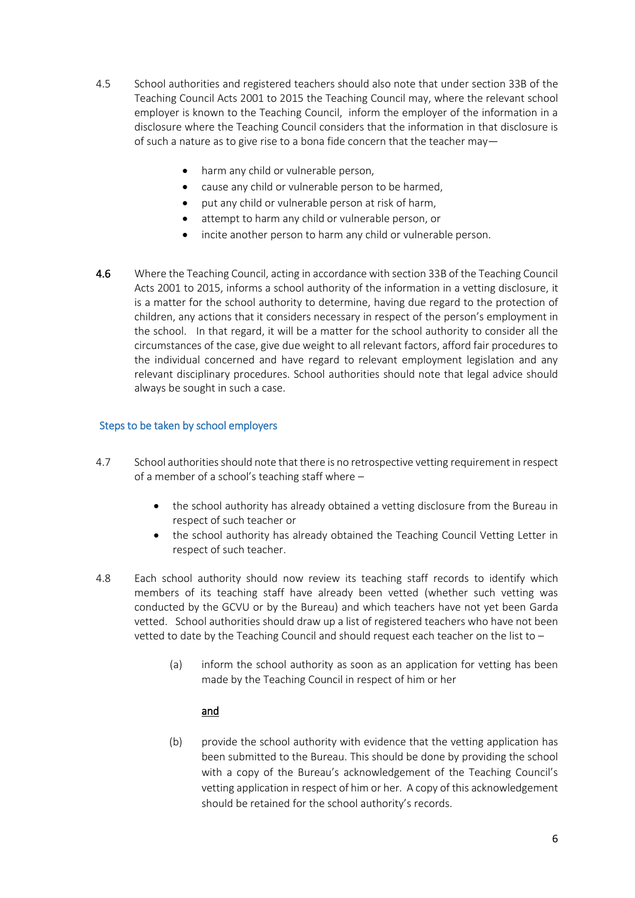4.5 School authorities and registered teachers should also note that under section 33B of the Teaching Council Acts 2001 to 2015 the Teaching Council may, where the relevant school employer is known to the Teaching Council, inform the employer of the information in a disclosure where the Teaching Council considers that the information in that disclosure is of such a nature as to give rise to a bona fide concern that the teacher may—

- harm any child or vulnerable person,
- cause any child or vulnerable person to be harmed,
- put any child or vulnerable person at risk of harm,
- attempt to harm any child or vulnerable person, or
- incite another person to harm any child or vulnerable person.

**4.6** Where the Teaching Council, acting in accordance with section 33B of the Teaching Council Acts 2001 to 2015, informs a school authority of the information in a vetting disclosure, it is a matter for the school authority to determine, having due regard to the protection of children, any actions that it considers necessary in respect of the person's employment in the school. In that regard, it will be a matter for the school authority to consider all the circumstances of the case, give due weight to all relevant factors, afford fair procedures to the individual concerned and have regard to relevant employment legislation and any relevant disciplinary procedures. School authorities should note that legal advice should always be sought in such a case.

## Steps to be taken by school employers

4.7 School authorities should note that there is no retrospective vetting requirement in respect of a member of a school's teaching staff where –

- the school authority has already obtained a vetting disclosure from the Bureau in respect of such teacher or
- the school authority has already obtained the Teaching Council Vetting Letter in respect of such teacher.

4.8 Each school authority should now review its teaching staff records to identify which members of its teaching staff have already been vetted (whether such vetting was conducted by the GCVU or by the Bureau) and which teachers have not yet been Garda vetted. School authorities should draw up a list of registered teachers who have not been vetted to date by the Teaching Council and should request each teacher on the list to –

(a) inform the school authority as soon as an application for vetting has been made by the Teaching Council in respect of him or her

<u>and</u>

(b) provide the school authority with evidence that the vetting application has been submitted to the Bureau. This should be done by providing the school with a copy of the Bureau's acknowledgement of the Teaching Council's vetting application in respect of him or her. A copy of this acknowledgement should be retained for the school authority's records.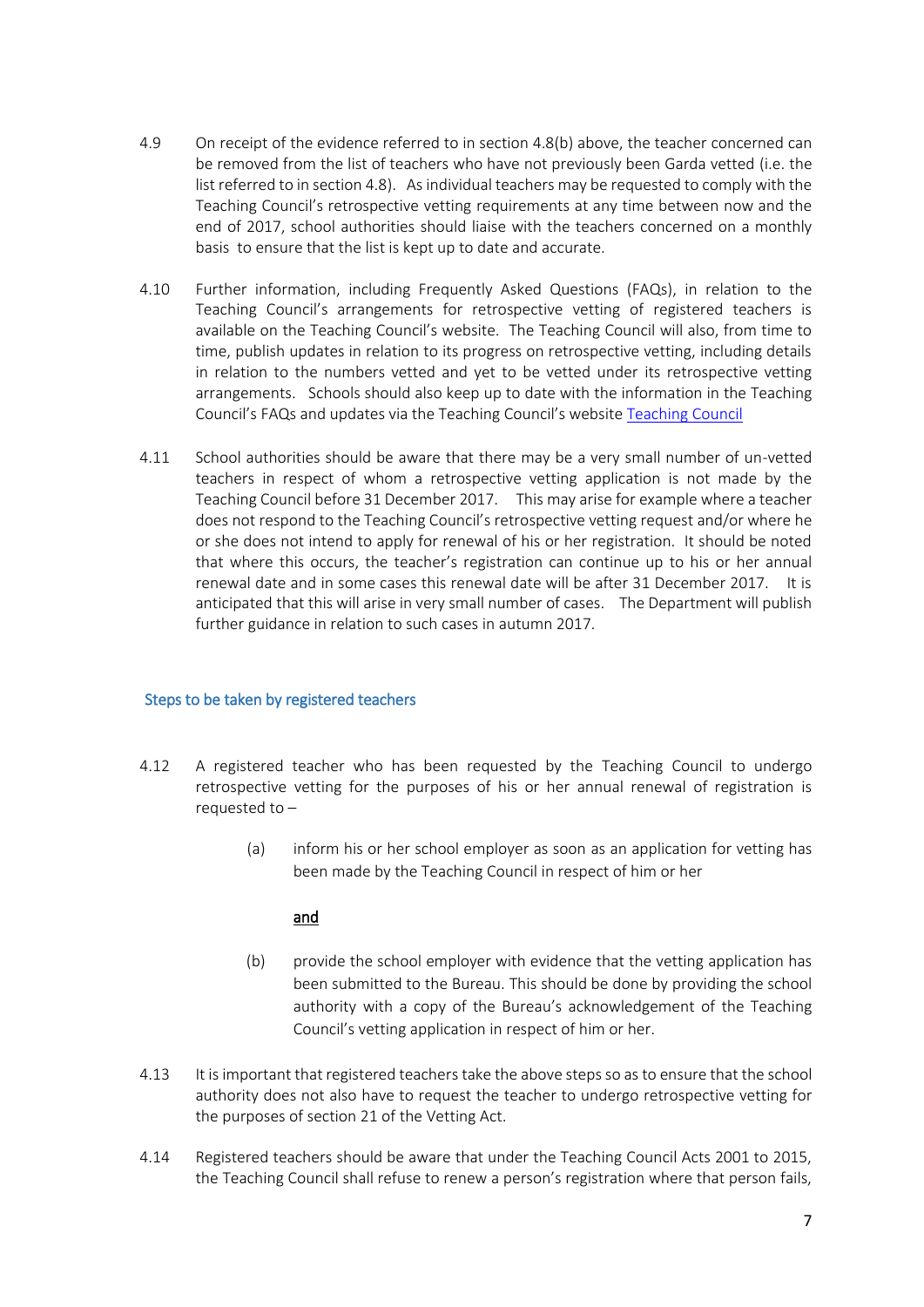4.9 On receipt of the evidence referred to in section 4.8(b) above, the teacher concerned can be removed from the list of teachers who have not previously been Garda vetted (i.e. the list referred to in section 4.8). As individual teachers may be requested to comply with the Teaching Council's retrospective vetting requirements at any time between now and the end of 2017, school authorities should liaise with the teachers concerned on a monthly basis to ensure that the list is kept up to date and accurate.

4.10 Further information, including Frequently Asked Questions (FAQs), in relation to the Teaching Council's arrangements for retrospective vetting of registered teachers is available on the Teaching Council's website. The Teaching Council will also, from time to time, publish updates in relation to its progress on retrospective vetting, including details in relation to the numbers vetted and yet to be vetted under its retrospective vetting arrangements. Schools should also keep up to date with the information in the Teaching Council's FAQs and updates via the Teaching Council's website [Teaching Council]

4.11 School authorities should be aware that there may be a very small number of un-vetted teachers in respect of whom a retrospective vetting application is not made by the Teaching Council before 31 December 2017. This may arise for example where a teacher does not respond to the Teaching Council's retrospective vetting request and/or where he or she does not intend to apply for renewal of his or her registration. It should be noted that where this occurs, the teacher's registration can continue up to his or her annual renewal date and in some cases this renewal date will be after 31 December 2017. It is anticipated that this will arise in very small number of cases. The Department will publish further guidance in relation to such cases in autumn 2017.

### Steps to be taken by registered teachers

4.12 A registered teacher who has been requested by the Teaching Council to undergo retrospective vetting for the purposes of his or her annual renewal of registration is requested to –

(a) inform his or her school employer as soon as an application for vetting has been made by the Teaching Council in respect of him or her

**and**

(b) provide the school employer with evidence that the vetting application has been submitted to the Bureau. This should be done by providing the school authority with a copy of the Bureau's acknowledgement of the Teaching Council's vetting application in respect of him or her.

4.13 It is important that registered teachers take the above steps so as to ensure that the school authority does not also have to request the teacher to undergo retrospective vetting for the purposes of section 21 of the Vetting Act.

4.14 Registered teachers should be aware that under the Teaching Council Acts 2001 to 2015, the Teaching Council shall refuse to renew a person's registration where that person fails,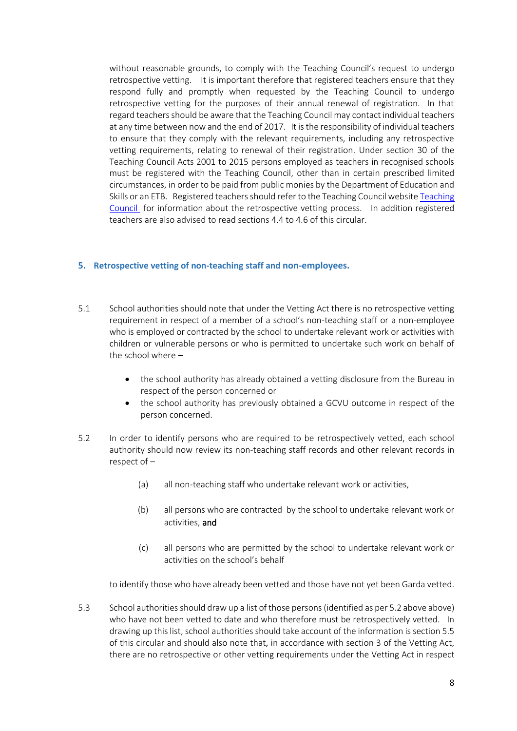without reasonable grounds, to comply with the Teaching Council's request to undergo retrospective vetting. It is important therefore that registered teachers ensure that they respond fully and promptly when requested by the Teaching Council to undergo retrospective vetting for the purposes of their annual renewal of registration. In that regard teachers should be aware that the Teaching Council may contact individual teachers at any time between now and the end of 2017. It is the responsibility of individual teachers to ensure that they comply with the relevant requirements, including any retrospective vetting requirements, relating to renewal of their registration. Under section 30 of the Teaching Council Acts 2001 to 2015 persons employed as teachers in recognised schools must be registered with the Teaching Council, other than in certain prescribed limited circumstances, in order to be paid from public monies by the Department of Education and Skills or an ETB. Registered teachers should refer to the Teaching Council website Teaching Council for information about the retrospective vetting process. In addition registered teachers are also advised to read sections 4.4 to 4.6 of this circular.

## 5. Retrospective vetting of non-teaching staff and non-employees.

5.1 School authorities should note that under the Vetting Act there is no retrospective vetting requirement in respect of a member of a school's non-teaching staff or a non-employee who is employed or contracted by the school to undertake relevant work or activities with children or vulnerable persons or who is permitted to undertake such work on behalf of the school where –

- the school authority has already obtained a vetting disclosure from the Bureau in respect of the person concerned or
- the school authority has previously obtained a GCVU outcome in respect of the person concerned.

5.2 In order to identify persons who are required to be retrospectively vetted, each school authority should now review its non-teaching staff records and other relevant records in respect of –

(a) all non-teaching staff who undertake relevant work or activities,

(b) all persons who are contracted by the school to undertake relevant work or activities, **and**

(c) all persons who are permitted by the school to undertake relevant work or activities on the school's behalf

to identify those who have already been vetted and those have not yet been Garda vetted.

5.3 School authorities should draw up a list of those persons (identified as per 5.2 above above) who have not been vetted to date and who therefore must be retrospectively vetted. In drawing up this list, school authorities should take account of the information is section 5.5 of this circular and should also note that, in accordance with section 3 of the Vetting Act, there are no retrospective or other vetting requirements under the Vetting Act in respect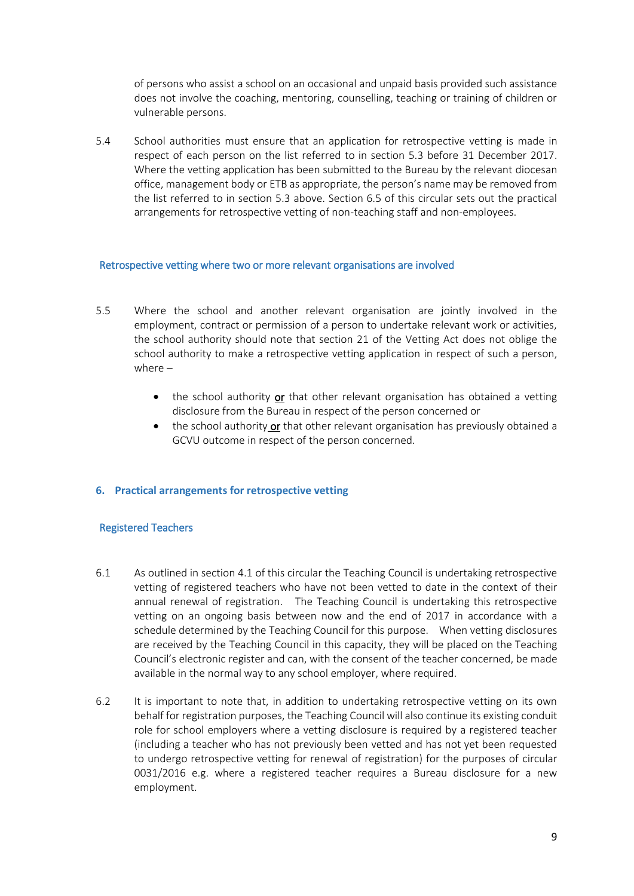of persons who assist a school on an occasional and unpaid basis provided such assistance does not involve the coaching, mentoring, counselling, teaching or training of children or vulnerable persons.

5.4 School authorities must ensure that an application for retrospective vetting is made in respect of each person on the list referred to in section 5.3 before 31 December 2017. Where the vetting application has been submitted to the Bureau by the relevant diocesan office, management body or ETB as appropriate, the person's name may be removed from the list referred to in section 5.3 above. Section 6.5 of this circular sets out the practical arrangements for retrospective vetting of non-teaching staff and non-employees.

### Retrospective vetting where two or more relevant organisations are involved

5.5 Where the school and another relevant organisation are jointly involved in the employment, contract or permission of a person to undertake relevant work or activities, the school authority should note that section 21 of the Vetting Act does not oblige the school authority to make a retrospective vetting application in respect of such a person, where –

- the school authority <u>or</u> that other relevant organisation has obtained a vetting disclosure from the Bureau in respect of the person concerned or
- the school authority <u>or</u> that other relevant organisation has previously obtained a GCVU outcome in respect of the person concerned.

## 6. Practical arrangements for retrospective vetting

### Registered Teachers

6.1 As outlined in section 4.1 of this circular the Teaching Council is undertaking retrospective vetting of registered teachers who have not been vetted to date in the context of their annual renewal of registration. The Teaching Council is undertaking this retrospective vetting on an ongoing basis between now and the end of 2017 in accordance with a schedule determined by the Teaching Council for this purpose. When vetting disclosures are received by the Teaching Council in this capacity, they will be placed on the Teaching Council's electronic register and can, with the consent of the teacher concerned, be made available in the normal way to any school employer, where required.

6.2 It is important to note that, in addition to undertaking retrospective vetting on its own behalf for registration purposes, the Teaching Council will also continue its existing conduit role for school employers where a vetting disclosure is required by a registered teacher (including a teacher who has not previously been vetted and has not yet been requested to undergo retrospective vetting for renewal of registration) for the purposes of circular 0031/2016 e.g. where a registered teacher requires a Bureau disclosure for a new employment.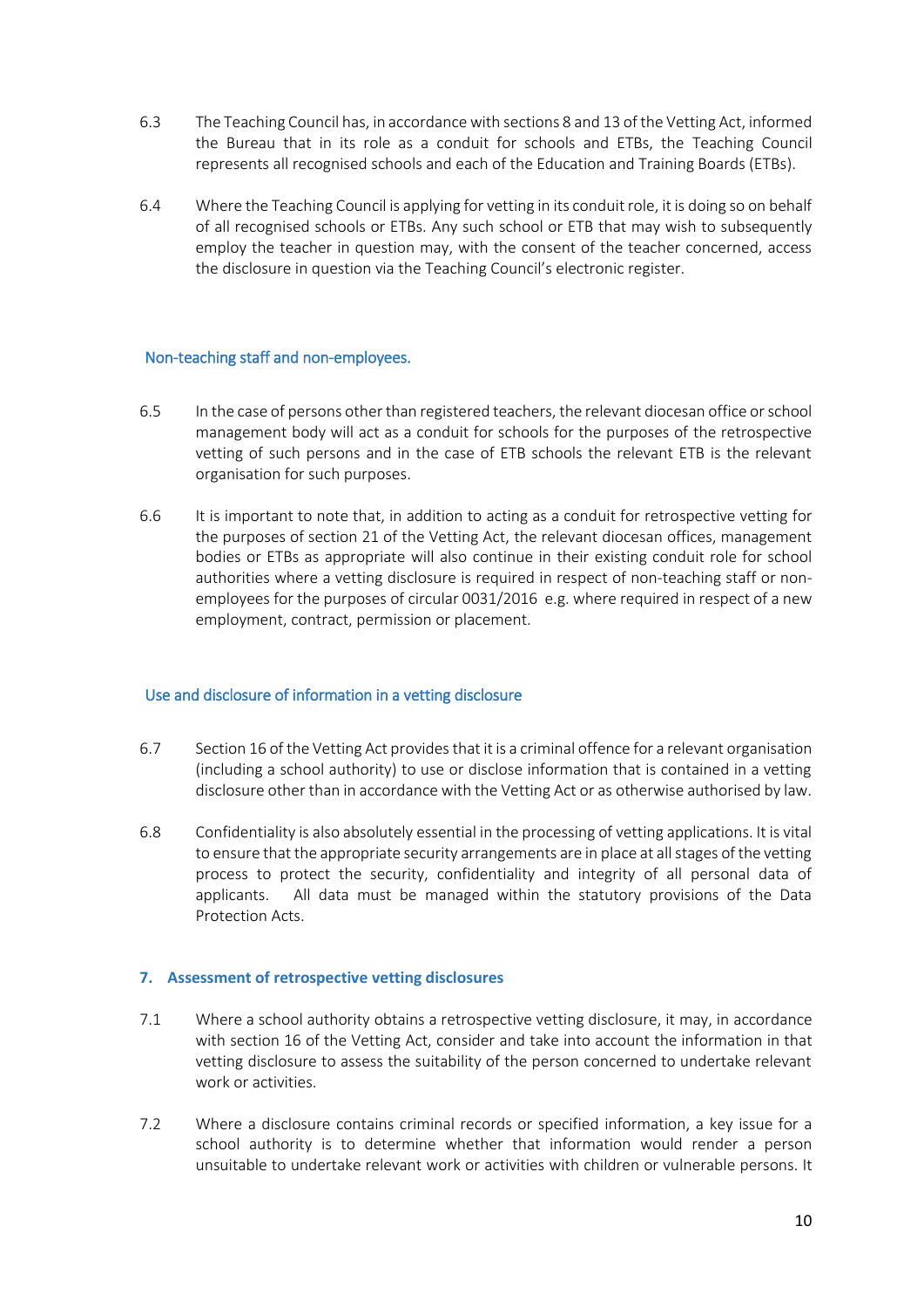6.3 The Teaching Council has, in accordance with sections 8 and 13 of the Vetting Act, informed the Bureau that in its role as a conduit for schools and ETBs, the Teaching Council represents all recognised schools and each of the Education and Training Boards (ETBs).

6.4 Where the Teaching Council is applying for vetting in its conduit role, it is doing so on behalf of all recognised schools or ETBs. Any such school or ETB that may wish to subsequently employ the teacher in question may, with the consent of the teacher concerned, access the disclosure in question via the Teaching Council's electronic register.

### Non-teaching staff and non-employees.

6.5 In the case of persons other than registered teachers, the relevant diocesan office or school management body will act as a conduit for schools for the purposes of the retrospective vetting of such persons and in the case of ETB schools the relevant ETB is the relevant organisation for such purposes.

6.6 It is important to note that, in addition to acting as a conduit for retrospective vetting for the purposes of section 21 of the Vetting Act, the relevant diocesan offices, management bodies or ETBs as appropriate will also continue in their existing conduit role for school authorities where a vetting disclosure is required in respect of non-teaching staff or non-employees for the purposes of circular 0031/2016 e.g. where required in respect of a new employment, contract, permission or placement.

### Use and disclosure of information in a vetting disclosure

6.7 Section 16 of the Vetting Act provides that it is a criminal offence for a relevant organisation (including a school authority) to use or disclose information that is contained in a vetting disclosure other than in accordance with the Vetting Act or as otherwise authorised by law.

6.8 Confidentiality is also absolutely essential in the processing of vetting applications. It is vital to ensure that the appropriate security arrangements are in place at all stages of the vetting process to protect the security, confidentiality and integrity of all personal data of applicants. All data must be managed within the statutory provisions of the Data Protection Acts.

## 7. Assessment of retrospective vetting disclosures

7.1 Where a school authority obtains a retrospective vetting disclosure, it may, in accordance with section 16 of the Vetting Act, consider and take into account the information in that vetting disclosure to assess the suitability of the person concerned to undertake relevant work or activities.

7.2 Where a disclosure contains criminal records or specified information, a key issue for a school authority is to determine whether that information would render a person unsuitable to undertake relevant work or activities with children or vulnerable persons. It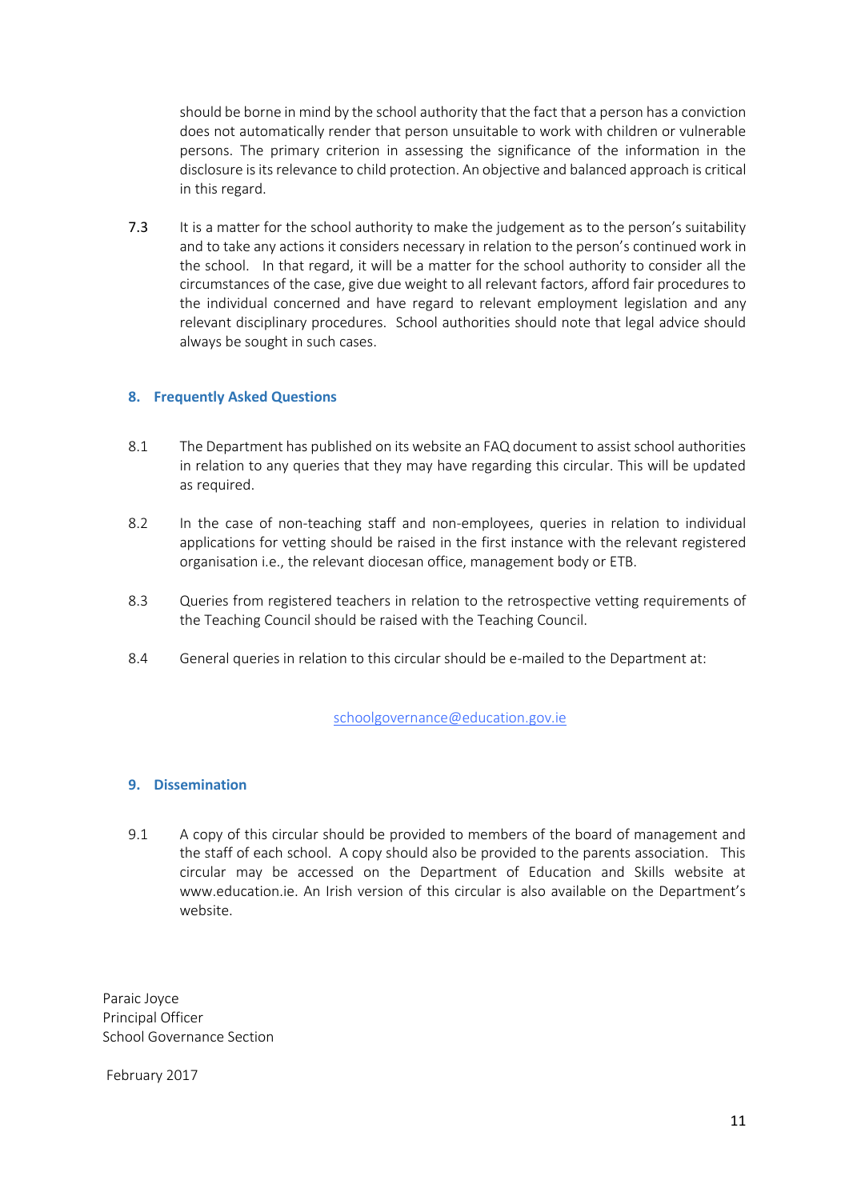should be borne in mind by the school authority that the fact that a person has a conviction does not automatically render that person unsuitable to work with children or vulnerable persons. The primary criterion in assessing the significance of the information in the disclosure is its relevance to child protection. An objective and balanced approach is critical in this regard.

7.3 It is a matter for the school authority to make the judgement as to the person's suitability and to take any actions it considers necessary in relation to the person's continued work in the school. In that regard, it will be a matter for the school authority to consider all the circumstances of the case, give due weight to all relevant factors, afford fair procedures to the individual concerned and have regard to relevant employment legislation and any relevant disciplinary procedures. School authorities should note that legal advice should always be sought in such cases.

## 8. Frequently Asked Questions

8.1 The Department has published on its website an FAQ document to assist school authorities in relation to any queries that they may have regarding this circular. This will be updated as required.

8.2 In the case of non-teaching staff and non-employees, queries in relation to individual applications for vetting should be raised in the first instance with the relevant registered organisation i.e., the relevant diocesan office, management body or ETB.

8.3 Queries from registered teachers in relation to the retrospective vetting requirements of the Teaching Council should be raised with the Teaching Council.

8.4 General queries in relation to this circular should be e-mailed to the Department at:

schoolgovernance@education.gov.ie

## 9. Dissemination

9.1 A copy of this circular should be provided to members of the board of management and the staff of each school. A copy should also be provided to the parents association. This circular may be accessed on the Department of Education and Skills website at www.education.ie. An Irish version of this circular is also available on the Department's website.

Paraic Joyce
Principal Officer
School Governance Section

February 2017